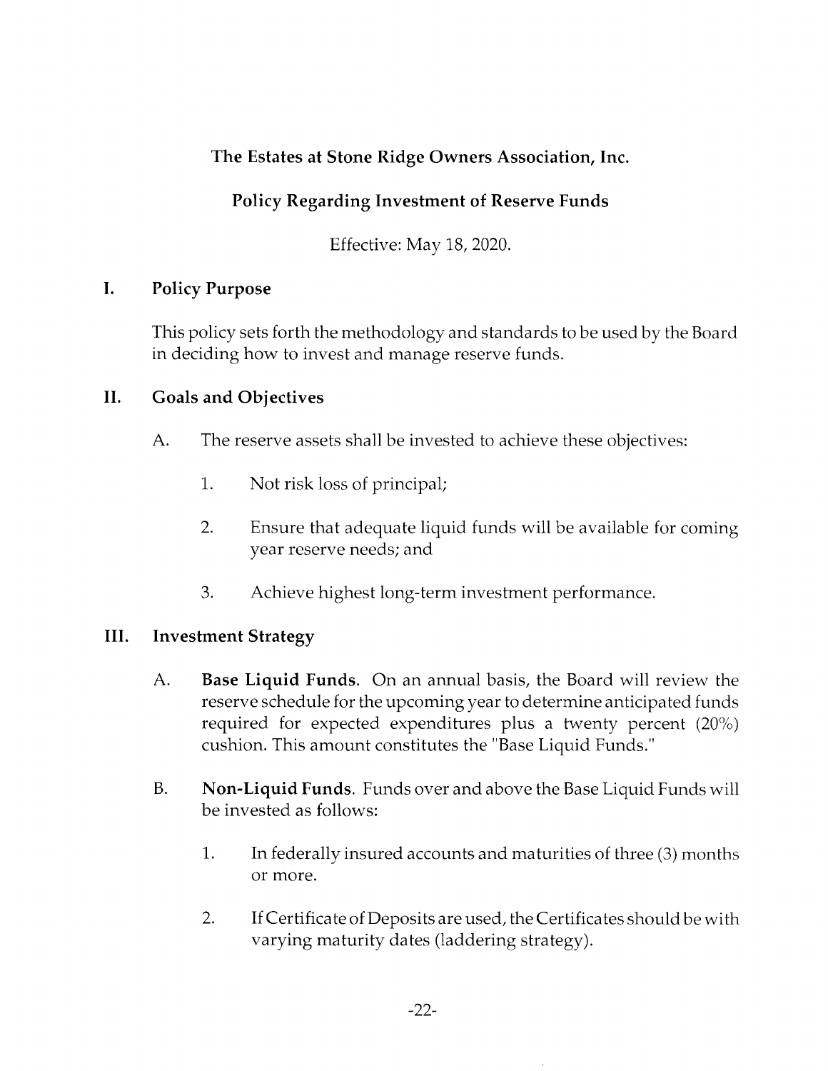# The Estates at Stone Ridge Owners Association, Inc.

## Policy Regarding Investment of Reserve Funds

Effective: May 18, 2020.

## I. Policy Purpose

This policy sets forth the methodology and standards to be used by the Board in deciding how to invest and manage reserve funds.

## II. Goals and Objectives

A. The reserve assets shall be invested to achieve these objectives:

1. Not risk loss of principal;

2. Ensure that adequate liquid funds will be available for coming year reserve needs; and

3. Achieve highest long-term investment performance.

## III. Investment Strategy

A. **Base Liquid Funds.** On an annual basis, the Board will review the reserve schedule for the upcoming year to determine anticipated funds required for expected expenditures plus a twenty percent (20%) cushion. This amount constitutes the "Base Liquid Funds."

B. **Non-Liquid Funds.** Funds over and above the Base Liquid Funds will be invested as follows:

1. In federally insured accounts and maturities of three (3) months or more.

2. If Certificate of Deposits are used, the Certificates should be with varying maturity dates (laddering strategy).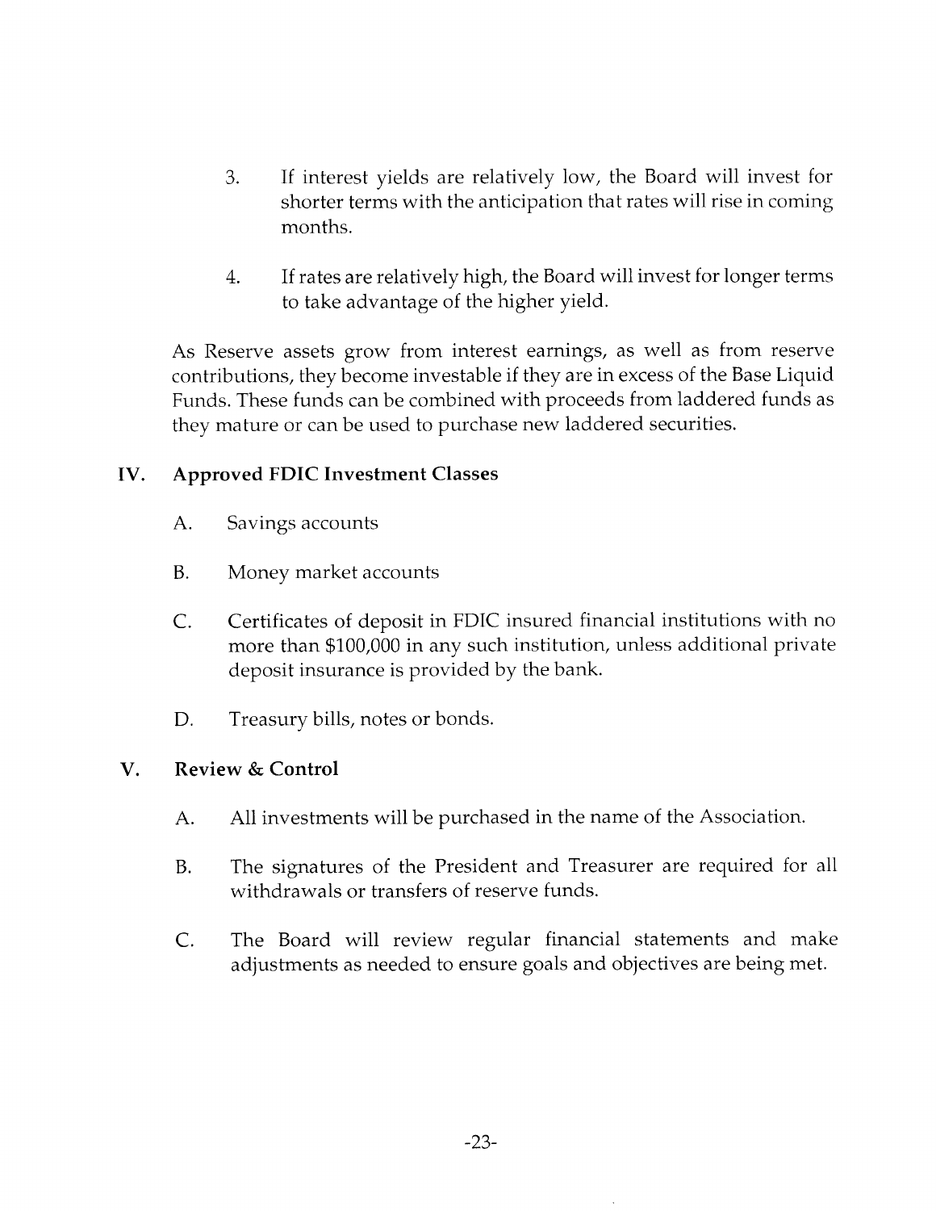3. If interest yields are relatively low, the Board will invest for shorter terms with the anticipation that rates will rise in coming months.

4. If rates are relatively high, the Board will invest for longer terms to take advantage of the higher yield.

As Reserve assets grow from interest earnings, as well as from reserve contributions, they become investable if they are in excess of the Base Liquid Funds. These funds can be combined with proceeds from laddered funds as they mature or can be used to purchase new laddered securities.

## IV. Approved FDIC Investment Classes

A. Savings accounts

B. Money market accounts

C. Certificates of deposit in FDIC insured financial institutions with no more than $100,000 in any such institution, unless additional private deposit insurance is provided by the bank.

D. Treasury bills, notes or bonds.

## V. Review & Control

A. All investments will be purchased in the name of the Association.

B. The signatures of the President and Treasurer are required for all withdrawals or transfers of reserve funds.

C. The Board will review regular financial statements and make adjustments as needed to ensure goals and objectives are being met.